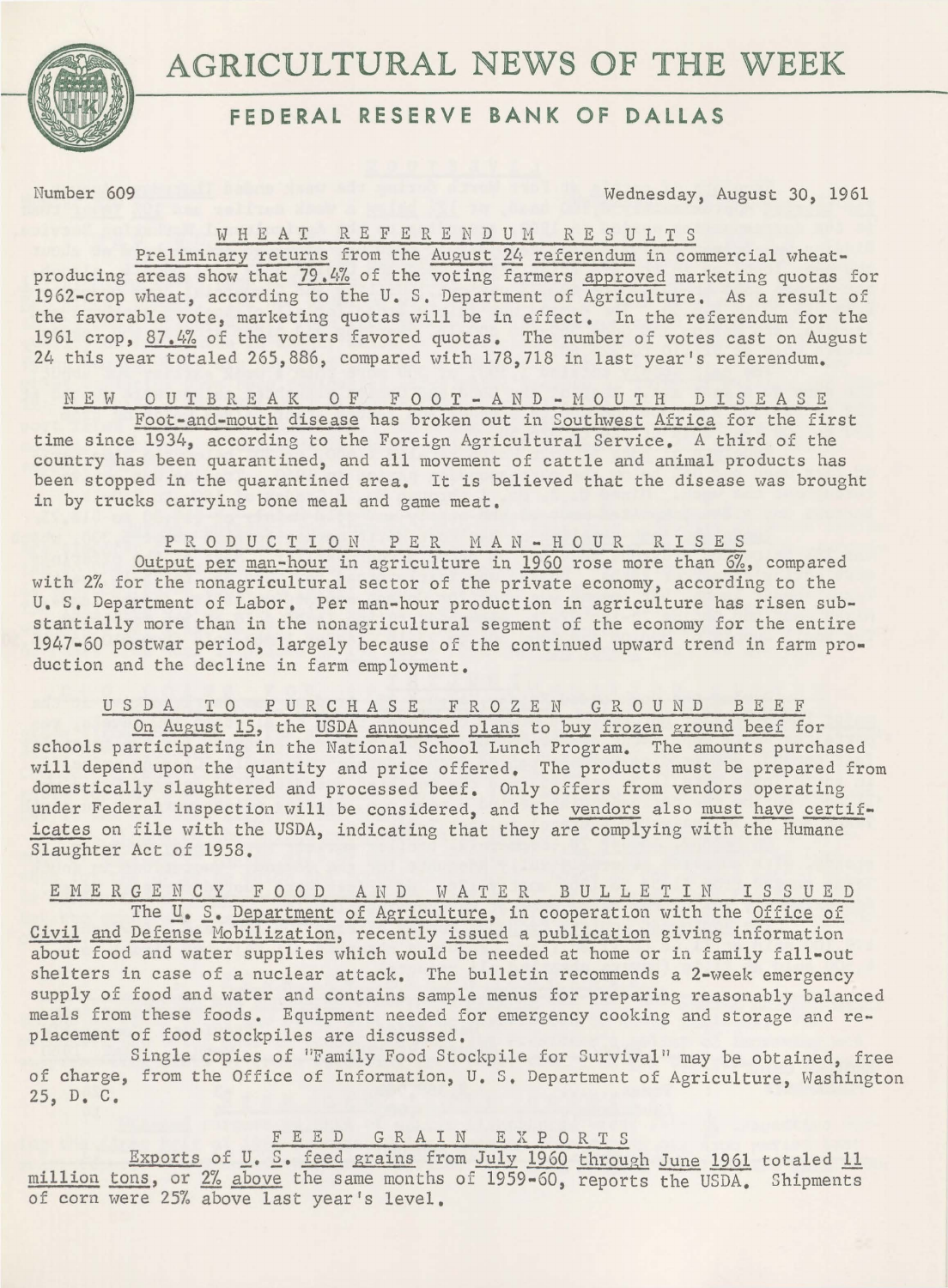# AGRICULTURAL NEWS OF THE WEEK

## FEDERAL RESERVE BANK OF DALLAS

Number 609 Wednesday, August 30, 1961

### WHEAT REFERENDUM RESULTS

Preliminary returns from the August 24 referendum in commercial wheat-producing areas show that 79.4% of the voting farmers approved marketing quotas for 1962-crop wheat, according to the U. S. Department of Agriculture. As a result of the favorable vote, marketing quotas will be in effect. In the referendum for the 1961 crop, 87.4% of the voters favored quotas. The number of votes cast on August 24 this year totaled 265,886, compared with 178,718 in last year's referendum.

### NEW OUTBREAK OF FOOT-AND-MOUTH DISEASE

Foot-and-mouth disease has broken out in Southwest Africa for the first time since 1934, according to the Foreign Agricultural Service. A third of the country has been quarantined, and all movement of cattle and animal products has been stopped in the quarantined area. It is believed that the disease was brought in by trucks carrying bone meal and game meat.

### PRODUCTION PER MAN-HOUR RISES

Output per man-hour in agriculture in 1960 rose more than 6%, compared with 2% for the nonagricultural sector of the private economy, according to the U. S. Department of Labor. Per man-hour production in agriculture has risen substantially more than in the nonagricultural segment of the economy for the entire 1947-60 postwar period, largely because of the continued upward trend in farm production and the decline in farm employment.

### USDA TO PURCHASE FROZEN GROUND BEEF

On August 15, the USDA announced plans to buy frozen ground beef for schools participating in the National School Lunch Program. The amounts purchased will depend upon the quantity and price offered. The products must be prepared from domestically slaughtered and processed beef. Only offers from vendors operating under Federal inspection will be considered, and the vendors also must have certificates on file with the USDA, indicating that they are complying with the Humane Slaughter Act of 1958.

### EMERGENCY FOOD AND WATER BULLETIN ISSUED

The U. S. Department of Agriculture, in cooperation with the Office of Civil and Defense Mobilization, recently issued a publication giving information about food and water supplies which would be needed at home or in family fall-out shelters in case of a nuclear attack. The bulletin recommends a 2-week emergency supply of food and water and contains sample menus for preparing reasonably balanced meals from these foods. Equipment needed for emergency cooking and storage and replacement of food stockpiles are discussed.

Single copies of "Family Food Stockpile for Survival" may be obtained, free of charge, from the Office of Information, U. S. Department of Agriculture, Washington 25, D. C.

### FEED GRAIN EXPORTS

Exports of U. S. feed grains from July 1960 through June 1961 totaled 11 million tons, or 2% above the same months of 1959-60, reports the USDA. Shipments of corn were 25% above last year's level.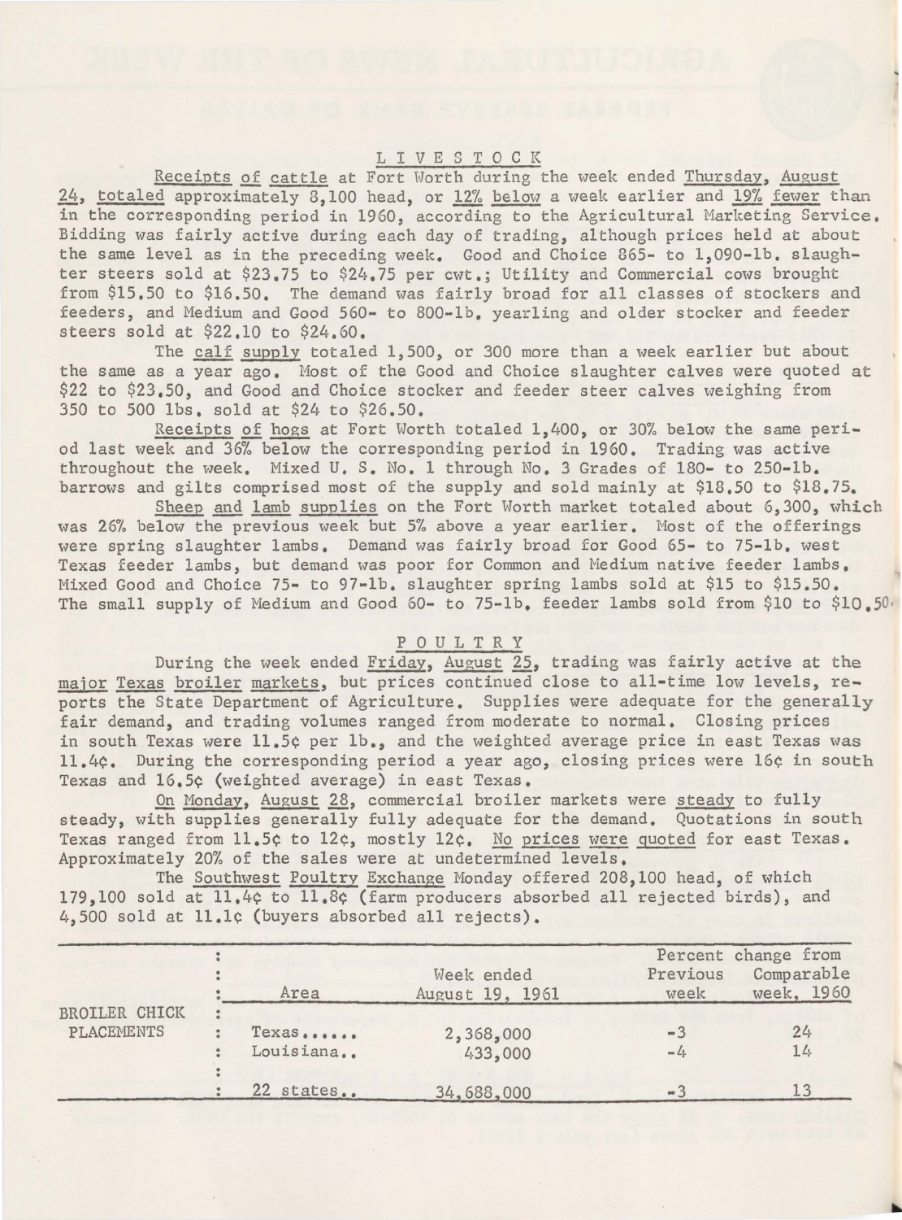## LIVESTOCK

Receipts of cattle at Fort Worth during the week ended Thursday, August 24, totaled approximately 8,100 head, or 12% below a week earlier and 19% fewer than in the corresponding period in 1960, according to the Agricultural Marketing Service. Bidding was fairly active during each day of trading, although prices held at about the same level as in the preceding week. Good and Choice 865- to 1,090-lb. slaughter steers sold at $23.75 to $24.75 per cwt.; Utility and Commercial cows brought from $15.50 to $16.50. The demand was fairly broad for all classes of stockers and feeders, and Medium and Good 560- to 800-lb. yearling and older stocker and feeder steers sold at $22.10 to $24.60.

The calf supply totaled 1,500, or 300 more than a week earlier but about the same as a year ago. Most of the Good and Choice slaughter calves were quoted at $22 to $23.50, and Good and Choice stocker and feeder steer calves weighing from 350 to 500 lbs. sold at $24 to $26.50.

Receipts of hogs at Fort Worth totaled 1,400, or 30% below the same period last week and 36% below the corresponding period in 1960. Trading was active throughout the week. Mixed U. S. No. 1 through No. 3 Grades of 180- to 250-lb. barrows and gilts comprised most of the supply and sold mainly at $18.50 to $18.75.

Sheep and lamb supplies on the Fort Worth market totaled about 6,300, which was 26% below the previous week but 5% above a year earlier. Most of the offerings were spring slaughter lambs. Demand was fairly broad for Good 65- to 75-lb. west Texas feeder lambs, but demand was poor for Common and Medium native feeder lambs. Mixed Good and Choice 75- to 97-lb. slaughter spring lambs sold at $15 to $15.50. The small supply of Medium and Good 60- to 75-lb. feeder lambs sold from $10 to $10.50.

## POULTRY

During the week ended Friday, August 25, trading was fairly active at the major Texas broiler markets, but prices continued close to all-time low levels, reports the State Department of Agriculture. Supplies were adequate for the generally fair demand, and trading volumes ranged from moderate to normal. Closing prices in south Texas were 11.5¢ per lb., and the weighted average price in east Texas was 11.4¢. During the corresponding period a year ago, closing prices were 16¢ in south Texas and 16.5¢ (weighted average) in east Texas.

On Monday, August 28, commercial broiler markets were steady to fully steady, with supplies generally fully adequate for the demand. Quotations in south Texas ranged from 11.5¢ to 12¢, mostly 12¢. No prices were quoted for east Texas. Approximately 20% of the sales were at undetermined levels.

The Southwest Poultry Exchange Monday offered 208,100 head, of which 179,100 sold at 11.4¢ to 11.8¢ (farm producers absorbed all rejected birds), and 4,500 sold at 11.1¢ (buyers absorbed all rejects).

| | Area | Week ended August 19, 1961 | Percent change from Previous week | Percent change from Comparable week, 1960 |
|---|---|---|---|---|
| BROILER CHICK PLACEMENTS | Texas...... | 2,368,000 | -3 | 24 |
| | Louisiana.. | 433,000 | -4 | 14 |
| | 22 states.. | 34,688,000 | -3 | 13 |